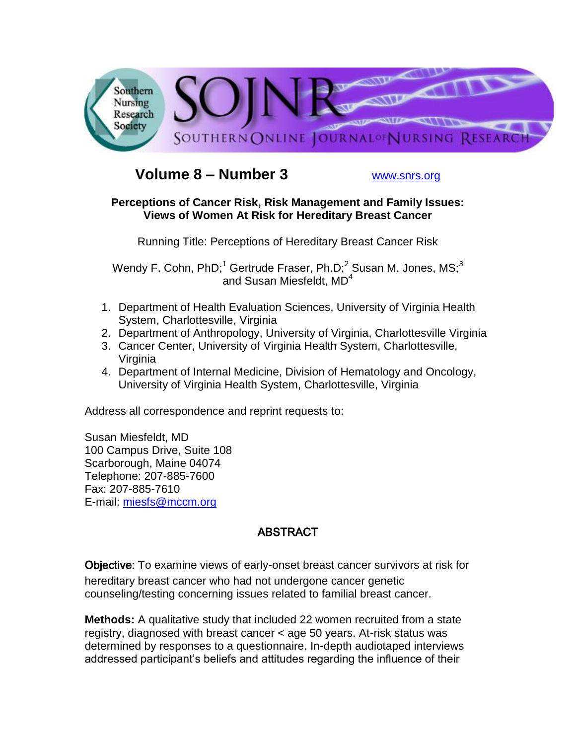# Volume 8 – Number 3

www.snrs.org

## Perceptions of Cancer Risk, Risk Management and Family Issues: Views of Women At Risk for Hereditary Breast Cancer

Running Title: Perceptions of Hereditary Breast Cancer Risk

Wendy F. Cohn, PhD;[1] Gertrude Fraser, Ph.D;[2] Susan M. Jones, MS;[3] and Susan Miesfeldt, MD[4]

1. Department of Health Evaluation Sciences, University of Virginia Health System, Charlottesville, Virginia
2. Department of Anthropology, University of Virginia, Charlottesville Virginia
3. Cancer Center, University of Virginia Health System, Charlottesville, Virginia
4. Department of Internal Medicine, Division of Hematology and Oncology, University of Virginia Health System, Charlottesville, Virginia

Address all correspondence and reprint requests to:

Susan Miesfeldt, MD
100 Campus Drive, Suite 108
Scarborough, Maine 04074
Telephone: 207-885-7600
Fax: 207-885-7610
E-mail: miesfs@mccm.org

## ABSTRACT

**Objective:** To examine views of early-onset breast cancer survivors at risk for hereditary breast cancer who had not undergone cancer genetic counseling/testing concerning issues related to familial breast cancer.

**Methods:** A qualitative study that included 22 women recruited from a state registry, diagnosed with breast cancer < age 50 years. At-risk status was determined by responses to a questionnaire. In-depth audiotaped interviews addressed participant's beliefs and attitudes regarding the influence of their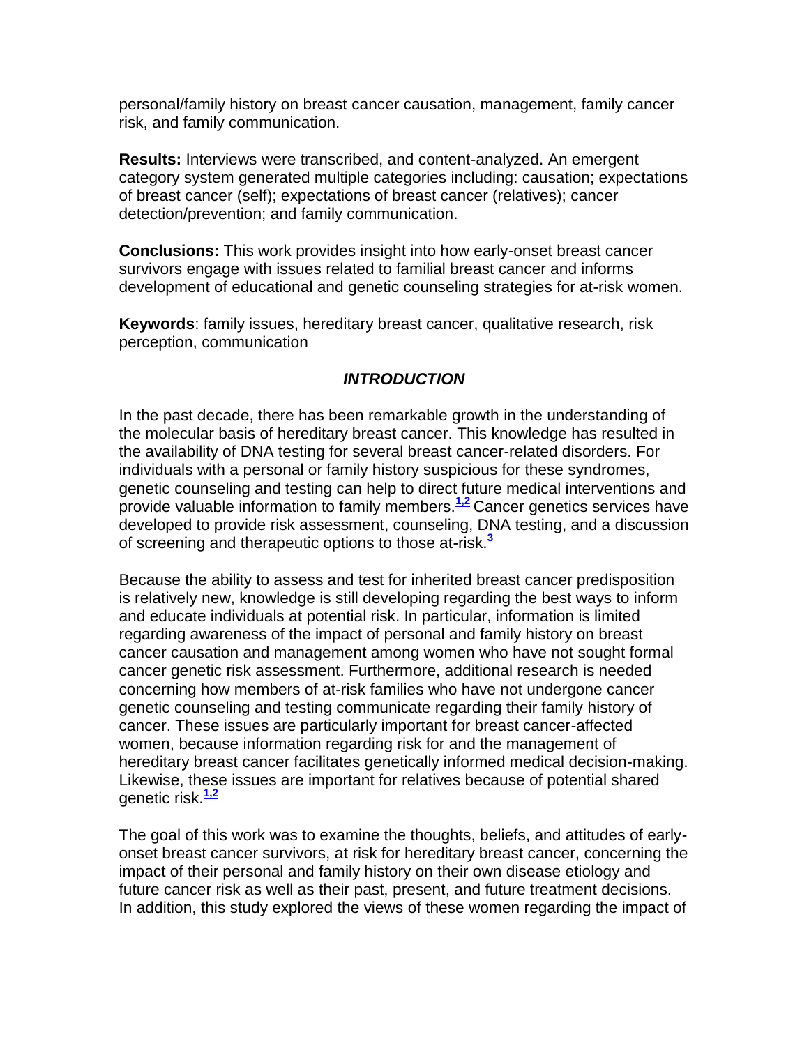personal/family history on breast cancer causation, management, family cancer risk, and family communication.

**Results:** Interviews were transcribed, and content-analyzed. An emergent category system generated multiple categories including: causation; expectations of breast cancer (self); expectations of breast cancer (relatives); cancer detection/prevention; and family communication.

**Conclusions:** This work provides insight into how early-onset breast cancer survivors engage with issues related to familial breast cancer and informs development of educational and genetic counseling strategies for at-risk women.

**Keywords**: family issues, hereditary breast cancer, qualitative research, risk perception, communication

## *INTRODUCTION*

In the past decade, there has been remarkable growth in the understanding of the molecular basis of hereditary breast cancer. This knowledge has resulted in the availability of DNA testing for several breast cancer-related disorders. For individuals with a personal or family history suspicious for these syndromes, genetic counseling and testing can help to direct future medical interventions and provide valuable information to family members.[1,2] Cancer genetics services have developed to provide risk assessment, counseling, DNA testing, and a discussion of screening and therapeutic options to those at-risk.[3]

Because the ability to assess and test for inherited breast cancer predisposition is relatively new, knowledge is still developing regarding the best ways to inform and educate individuals at potential risk. In particular, information is limited regarding awareness of the impact of personal and family history on breast cancer causation and management among women who have not sought formal cancer genetic risk assessment. Furthermore, additional research is needed concerning how members of at-risk families who have not undergone cancer genetic counseling and testing communicate regarding their family history of cancer. These issues are particularly important for breast cancer-affected women, because information regarding risk for and the management of hereditary breast cancer facilitates genetically informed medical decision-making. Likewise, these issues are important for relatives because of potential shared genetic risk.[1,2]

The goal of this work was to examine the thoughts, beliefs, and attitudes of early-onset breast cancer survivors, at risk for hereditary breast cancer, concerning the impact of their personal and family history on their own disease etiology and future cancer risk as well as their past, present, and future treatment decisions. In addition, this study explored the views of these women regarding the impact of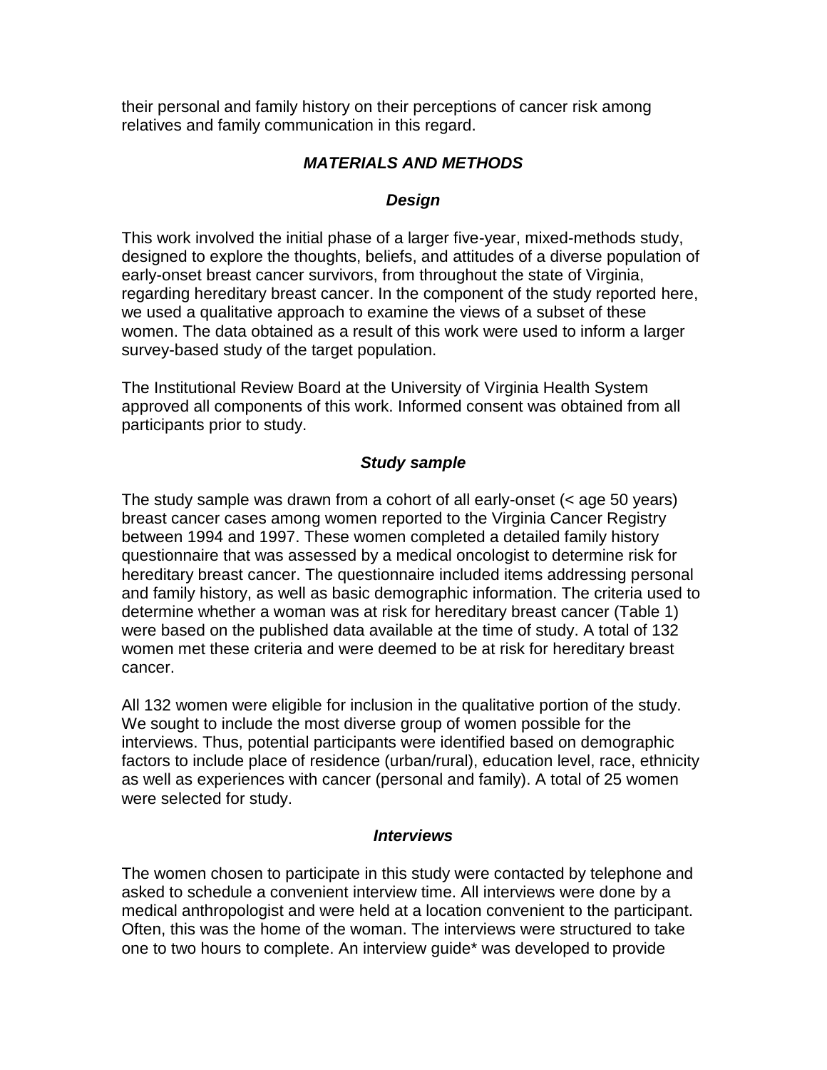their personal and family history on their perceptions of cancer risk among relatives and family communication in this regard.

## *MATERIALS AND METHODS*

### *Design*

This work involved the initial phase of a larger five-year, mixed-methods study, designed to explore the thoughts, beliefs, and attitudes of a diverse population of early-onset breast cancer survivors, from throughout the state of Virginia, regarding hereditary breast cancer. In the component of the study reported here, we used a qualitative approach to examine the views of a subset of these women. The data obtained as a result of this work were used to inform a larger survey-based study of the target population.

The Institutional Review Board at the University of Virginia Health System approved all components of this work. Informed consent was obtained from all participants prior to study.

### *Study sample*

The study sample was drawn from a cohort of all early-onset (< age 50 years) breast cancer cases among women reported to the Virginia Cancer Registry between 1994 and 1997. These women completed a detailed family history questionnaire that was assessed by a medical oncologist to determine risk for hereditary breast cancer. The questionnaire included items addressing personal and family history, as well as basic demographic information. The criteria used to determine whether a woman was at risk for hereditary breast cancer (Table 1) were based on the published data available at the time of study. A total of 132 women met these criteria and were deemed to be at risk for hereditary breast cancer.

All 132 women were eligible for inclusion in the qualitative portion of the study. We sought to include the most diverse group of women possible for the interviews. Thus, potential participants were identified based on demographic factors to include place of residence (urban/rural), education level, race, ethnicity as well as experiences with cancer (personal and family). A total of 25 women were selected for study.

### *Interviews*

The women chosen to participate in this study were contacted by telephone and asked to schedule a convenient interview time. All interviews were done by a medical anthropologist and were held at a location convenient to the participant. Often, this was the home of the woman. The interviews were structured to take one to two hours to complete. An interview guide* was developed to provide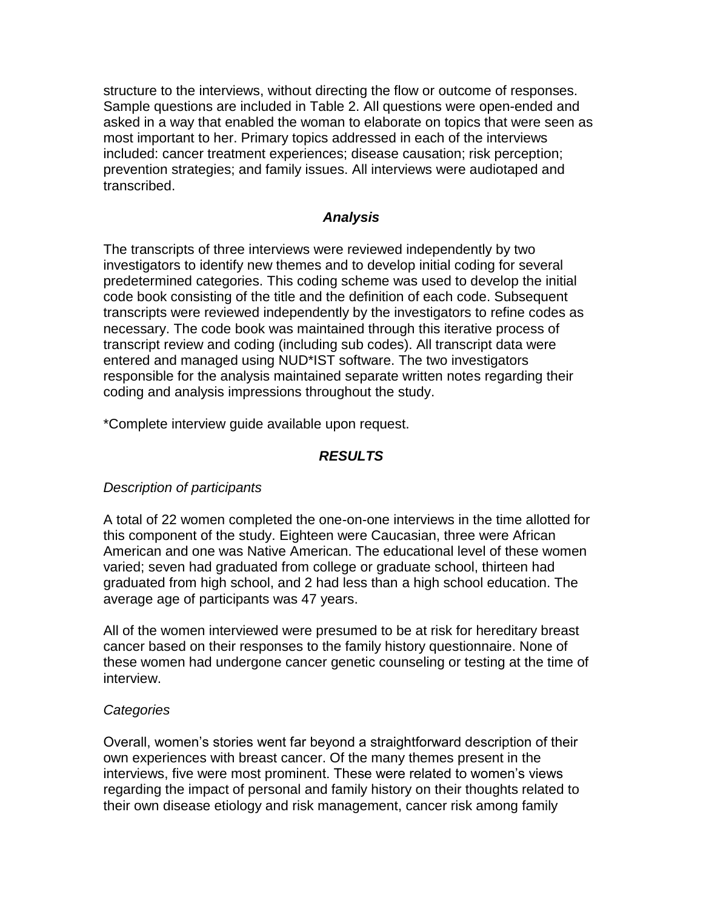structure to the interviews, without directing the flow or outcome of responses. Sample questions are included in Table 2. All questions were open-ended and asked in a way that enabled the woman to elaborate on topics that were seen as most important to her. Primary topics addressed in each of the interviews included: cancer treatment experiences; disease causation; risk perception; prevention strategies; and family issues. All interviews were audiotaped and transcribed.

### *Analysis*

The transcripts of three interviews were reviewed independently by two investigators to identify new themes and to develop initial coding for several predetermined categories. This coding scheme was used to develop the initial code book consisting of the title and the definition of each code. Subsequent transcripts were reviewed independently by the investigators to refine codes as necessary. The code book was maintained through this iterative process of transcript review and coding (including sub codes). All transcript data were entered and managed using NUD*IST software. The two investigators responsible for the analysis maintained separate written notes regarding their coding and analysis impressions throughout the study.

*Complete interview guide available upon request.

## *RESULTS*

*Description of participants*

A total of 22 women completed the one-on-one interviews in the time allotted for this component of the study. Eighteen were Caucasian, three were African American and one was Native American. The educational level of these women varied; seven had graduated from college or graduate school, thirteen had graduated from high school, and 2 had less than a high school education. The average age of participants was 47 years.

All of the women interviewed were presumed to be at risk for hereditary breast cancer based on their responses to the family history questionnaire. None of these women had undergone cancer genetic counseling or testing at the time of interview.

*Categories*

Overall, women's stories went far beyond a straightforward description of their own experiences with breast cancer. Of the many themes present in the interviews, five were most prominent. These were related to women's views regarding the impact of personal and family history on their thoughts related to their own disease etiology and risk management, cancer risk among family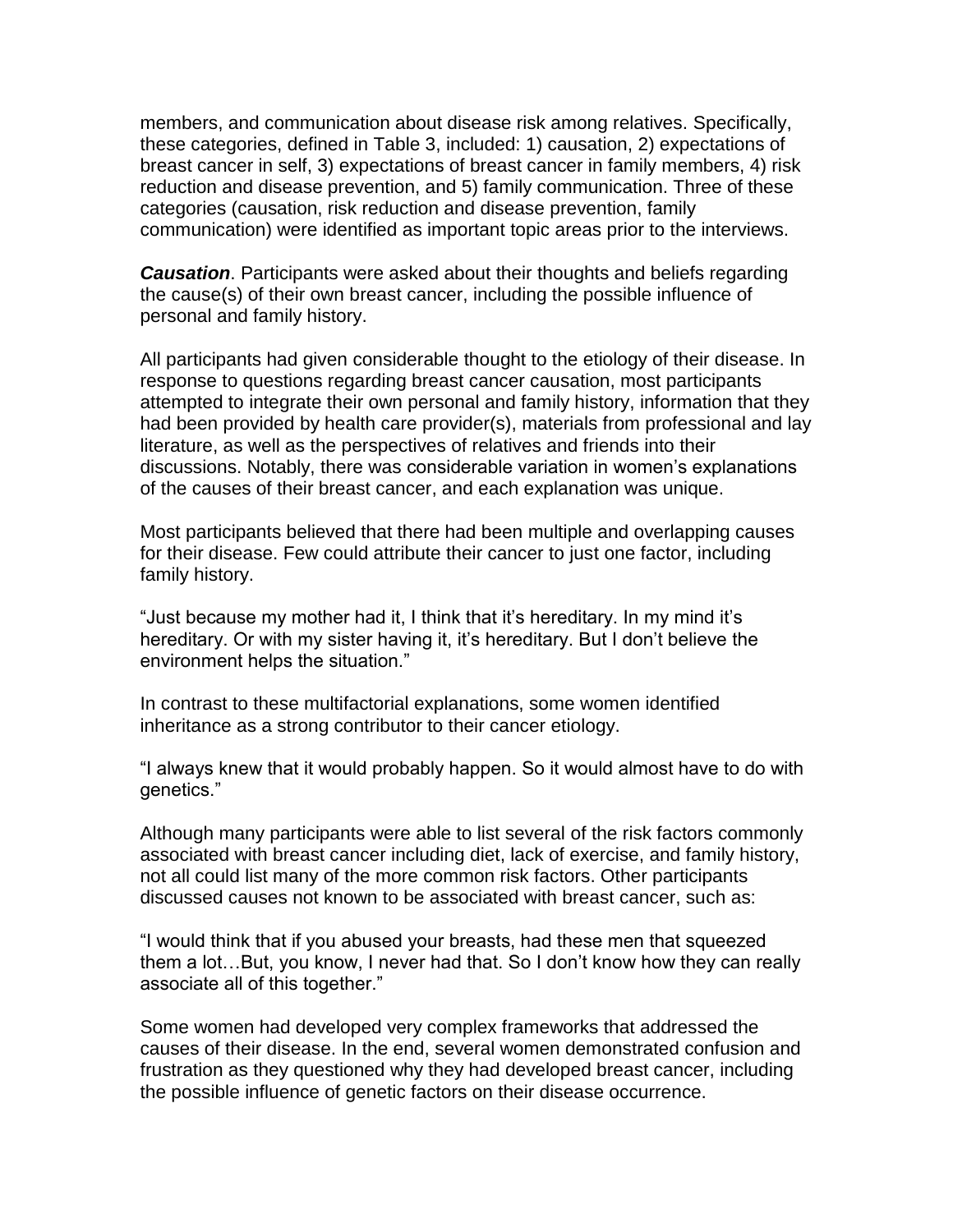members, and communication about disease risk among relatives. Specifically, these categories, defined in Table 3, included: 1) causation, 2) expectations of breast cancer in self, 3) expectations of breast cancer in family members, 4) risk reduction and disease prevention, and 5) family communication. Three of these categories (causation, risk reduction and disease prevention, family communication) were identified as important topic areas prior to the interviews.

***Causation***. Participants were asked about their thoughts and beliefs regarding the cause(s) of their own breast cancer, including the possible influence of personal and family history.

All participants had given considerable thought to the etiology of their disease. In response to questions regarding breast cancer causation, most participants attempted to integrate their own personal and family history, information that they had been provided by health care provider(s), materials from professional and lay literature, as well as the perspectives of relatives and friends into their discussions. Notably, there was considerable variation in women's explanations of the causes of their breast cancer, and each explanation was unique.

Most participants believed that there had been multiple and overlapping causes for their disease. Few could attribute their cancer to just one factor, including family history.

"Just because my mother had it, I think that it's hereditary. In my mind it's hereditary. Or with my sister having it, it's hereditary. But I don't believe the environment helps the situation."

In contrast to these multifactorial explanations, some women identified inheritance as a strong contributor to their cancer etiology.

"I always knew that it would probably happen. So it would almost have to do with genetics."

Although many participants were able to list several of the risk factors commonly associated with breast cancer including diet, lack of exercise, and family history, not all could list many of the more common risk factors. Other participants discussed causes not known to be associated with breast cancer, such as:

"I would think that if you abused your breasts, had these men that squeezed them a lot…But, you know, I never had that. So I don't know how they can really associate all of this together."

Some women had developed very complex frameworks that addressed the causes of their disease. In the end, several women demonstrated confusion and frustration as they questioned why they had developed breast cancer, including the possible influence of genetic factors on their disease occurrence.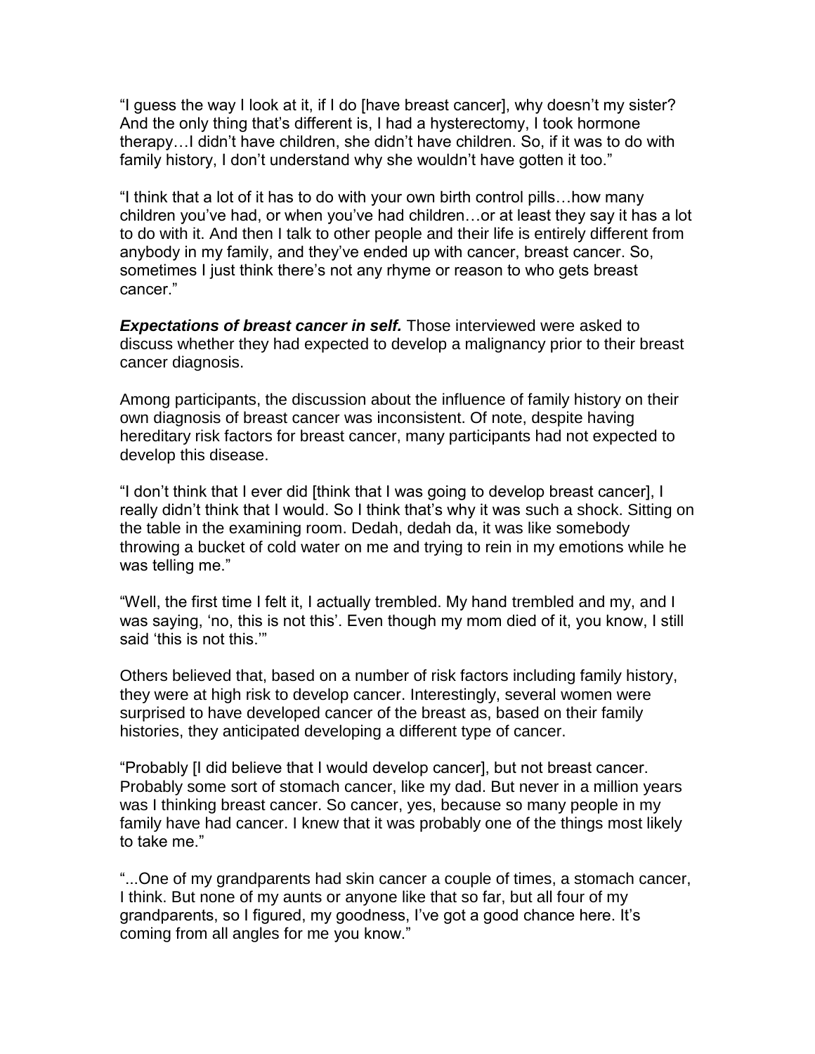"I guess the way I look at it, if I do [have breast cancer], why doesn't my sister? And the only thing that's different is, I had a hysterectomy, I took hormone therapy…I didn't have children, she didn't have children. So, if it was to do with family history, I don't understand why she wouldn't have gotten it too."

"I think that a lot of it has to do with your own birth control pills…how many children you've had, or when you've had children…or at least they say it has a lot to do with it. And then I talk to other people and their life is entirely different from anybody in my family, and they've ended up with cancer, breast cancer. So, sometimes I just think there's not any rhyme or reason to who gets breast cancer."

***Expectations of breast cancer in self.*** Those interviewed were asked to discuss whether they had expected to develop a malignancy prior to their breast cancer diagnosis.

Among participants, the discussion about the influence of family history on their own diagnosis of breast cancer was inconsistent. Of note, despite having hereditary risk factors for breast cancer, many participants had not expected to develop this disease.

"I don't think that I ever did [think that I was going to develop breast cancer], I really didn't think that I would. So I think that's why it was such a shock. Sitting on the table in the examining room. Dedah, dedah da, it was like somebody throwing a bucket of cold water on me and trying to rein in my emotions while he was telling me."

"Well, the first time I felt it, I actually trembled. My hand trembled and my, and I was saying, 'no, this is not this'. Even though my mom died of it, you know, I still said 'this is not this.'"

Others believed that, based on a number of risk factors including family history, they were at high risk to develop cancer. Interestingly, several women were surprised to have developed cancer of the breast as, based on their family histories, they anticipated developing a different type of cancer.

"Probably [I did believe that I would develop cancer], but not breast cancer. Probably some sort of stomach cancer, like my dad. But never in a million years was I thinking breast cancer. So cancer, yes, because so many people in my family have had cancer. I knew that it was probably one of the things most likely to take me."

"...One of my grandparents had skin cancer a couple of times, a stomach cancer, I think. But none of my aunts or anyone like that so far, but all four of my grandparents, so I figured, my goodness, I've got a good chance here. It's coming from all angles for me you know."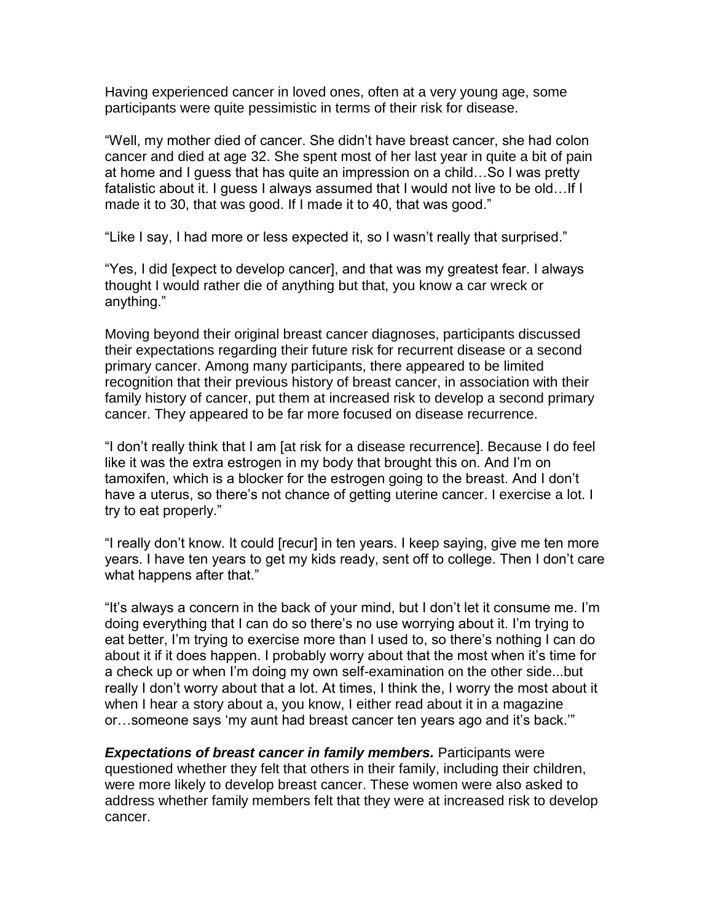Having experienced cancer in loved ones, often at a very young age, some participants were quite pessimistic in terms of their risk for disease.

"Well, my mother died of cancer. She didn't have breast cancer, she had colon cancer and died at age 32. She spent most of her last year in quite a bit of pain at home and I guess that has quite an impression on a child…So I was pretty fatalistic about it. I guess I always assumed that I would not live to be old…If I made it to 30, that was good. If I made it to 40, that was good."

"Like I say, I had more or less expected it, so I wasn't really that surprised."

"Yes, I did [expect to develop cancer], and that was my greatest fear. I always thought I would rather die of anything but that, you know a car wreck or anything."

Moving beyond their original breast cancer diagnoses, participants discussed their expectations regarding their future risk for recurrent disease or a second primary cancer. Among many participants, there appeared to be limited recognition that their previous history of breast cancer, in association with their family history of cancer, put them at increased risk to develop a second primary cancer. They appeared to be far more focused on disease recurrence.

"I don't really think that I am [at risk for a disease recurrence]. Because I do feel like it was the extra estrogen in my body that brought this on. And I'm on tamoxifen, which is a blocker for the estrogen going to the breast. And I don't have a uterus, so there's not chance of getting uterine cancer. I exercise a lot. I try to eat properly."

"I really don't know. It could [recur] in ten years. I keep saying, give me ten more years. I have ten years to get my kids ready, sent off to college. Then I don't care what happens after that."

"It's always a concern in the back of your mind, but I don't let it consume me. I'm doing everything that I can do so there's no use worrying about it. I'm trying to eat better, I'm trying to exercise more than I used to, so there's nothing I can do about it if it does happen. I probably worry about that the most when it's time for a check up or when I'm doing my own self-examination on the other side...but really I don't worry about that a lot. At times, I think the, I worry the most about it when I hear a story about a, you know, I either read about it in a magazine or…someone says 'my aunt had breast cancer ten years ago and it's back.'"

***Expectations of breast cancer in family members.*** Participants were questioned whether they felt that others in their family, including their children, were more likely to develop breast cancer. These women were also asked to address whether family members felt that they were at increased risk to develop cancer.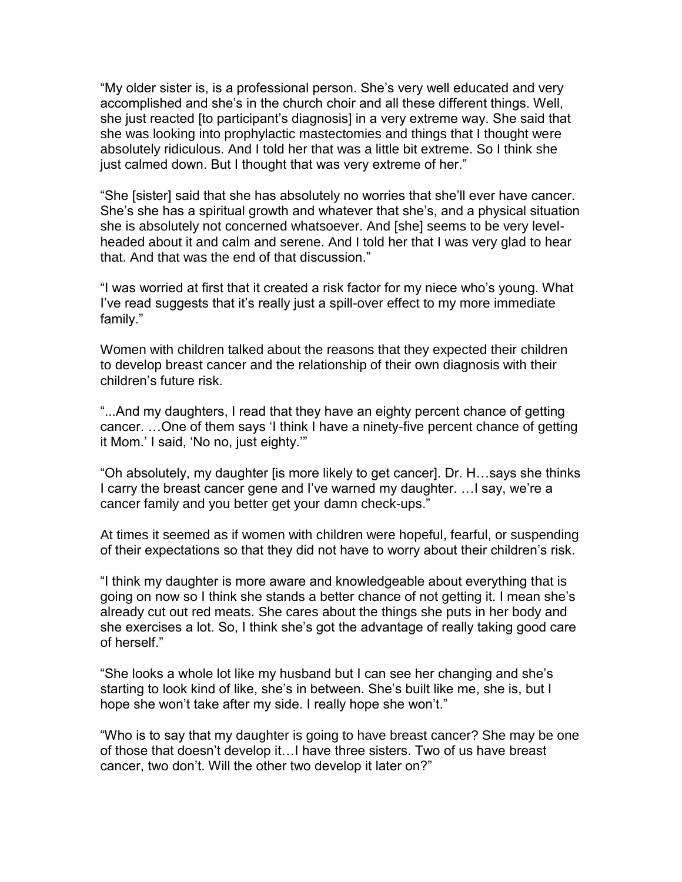"My older sister is, is a professional person. She's very well educated and very accomplished and she's in the church choir and all these different things. Well, she just reacted [to participant's diagnosis] in a very extreme way. She said that she was looking into prophylactic mastectomies and things that I thought were absolutely ridiculous. And I told her that was a little bit extreme. So I think she just calmed down. But I thought that was very extreme of her."

"She [sister] said that she has absolutely no worries that she'll ever have cancer. She's she has a spiritual growth and whatever that she's, and a physical situation she is absolutely not concerned whatsoever. And [she] seems to be very level-headed about it and calm and serene. And I told her that I was very glad to hear that. And that was the end of that discussion."

"I was worried at first that it created a risk factor for my niece who's young. What I've read suggests that it's really just a spill-over effect to my more immediate family."

Women with children talked about the reasons that they expected their children to develop breast cancer and the relationship of their own diagnosis with their children's future risk.

"...And my daughters, I read that they have an eighty percent chance of getting cancer. …One of them says 'I think I have a ninety-five percent chance of getting it Mom.' I said, 'No no, just eighty.'"

"Oh absolutely, my daughter [is more likely to get cancer]. Dr. H…says she thinks I carry the breast cancer gene and I've warned my daughter. …I say, we're a cancer family and you better get your damn check-ups."

At times it seemed as if women with children were hopeful, fearful, or suspending of their expectations so that they did not have to worry about their children's risk.

"I think my daughter is more aware and knowledgeable about everything that is going on now so I think she stands a better chance of not getting it. I mean she's already cut out red meats. She cares about the things she puts in her body and she exercises a lot. So, I think she's got the advantage of really taking good care of herself."

"She looks a whole lot like my husband but I can see her changing and she's starting to look kind of like, she's in between. She's built like me, she is, but I hope she won't take after my side. I really hope she won't."

"Who is to say that my daughter is going to have breast cancer? She may be one of those that doesn't develop it…I have three sisters. Two of us have breast cancer, two don't. Will the other two develop it later on?"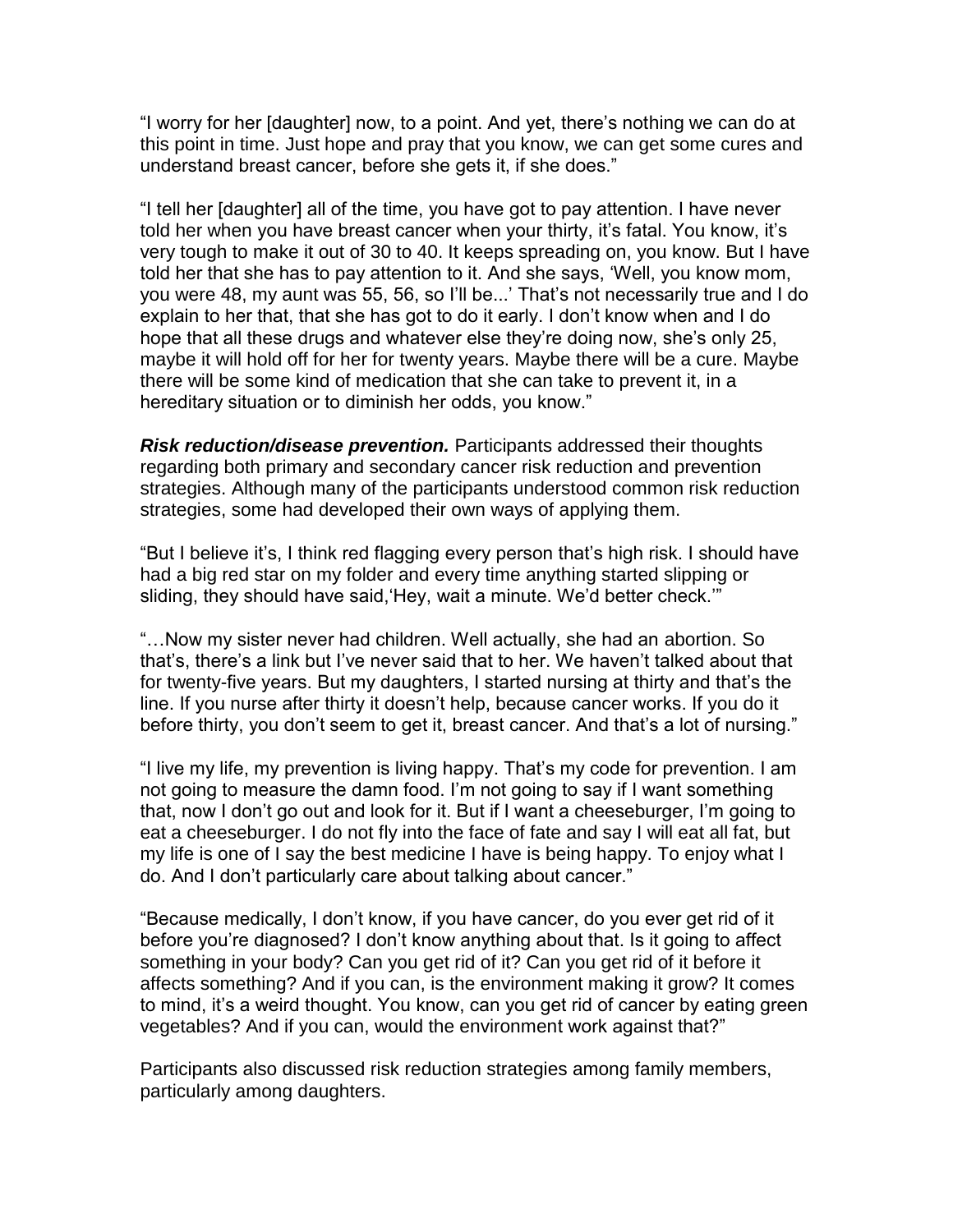"I worry for her [daughter] now, to a point. And yet, there's nothing we can do at this point in time. Just hope and pray that you know, we can get some cures and understand breast cancer, before she gets it, if she does."

"I tell her [daughter] all of the time, you have got to pay attention. I have never told her when you have breast cancer when your thirty, it's fatal. You know, it's very tough to make it out of 30 to 40. It keeps spreading on, you know. But I have told her that she has to pay attention to it. And she says, 'Well, you know mom, you were 48, my aunt was 55, 56, so I'll be...' That's not necessarily true and I do explain to her that, that she has got to do it early. I don't know when and I do hope that all these drugs and whatever else they're doing now, she's only 25, maybe it will hold off for her for twenty years. Maybe there will be a cure. Maybe there will be some kind of medication that she can take to prevent it, in a hereditary situation or to diminish her odds, you know."

***Risk reduction/disease prevention.*** Participants addressed their thoughts regarding both primary and secondary cancer risk reduction and prevention strategies. Although many of the participants understood common risk reduction strategies, some had developed their own ways of applying them.

"But I believe it's, I think red flagging every person that's high risk. I should have had a big red star on my folder and every time anything started slipping or sliding, they should have said,'Hey, wait a minute. We'd better check.'"

"…Now my sister never had children. Well actually, she had an abortion. So that's, there's a link but I've never said that to her. We haven't talked about that for twenty-five years. But my daughters, I started nursing at thirty and that's the line. If you nurse after thirty it doesn't help, because cancer works. If you do it before thirty, you don't seem to get it, breast cancer. And that's a lot of nursing."

"I live my life, my prevention is living happy. That's my code for prevention. I am not going to measure the damn food. I'm not going to say if I want something that, now I don't go out and look for it. But if I want a cheeseburger, I'm going to eat a cheeseburger. I do not fly into the face of fate and say I will eat all fat, but my life is one of I say the best medicine I have is being happy. To enjoy what I do. And I don't particularly care about talking about cancer."

"Because medically, I don't know, if you have cancer, do you ever get rid of it before you're diagnosed? I don't know anything about that. Is it going to affect something in your body? Can you get rid of it? Can you get rid of it before it affects something? And if you can, is the environment making it grow? It comes to mind, it's a weird thought. You know, can you get rid of cancer by eating green vegetables? And if you can, would the environment work against that?"

Participants also discussed risk reduction strategies among family members, particularly among daughters.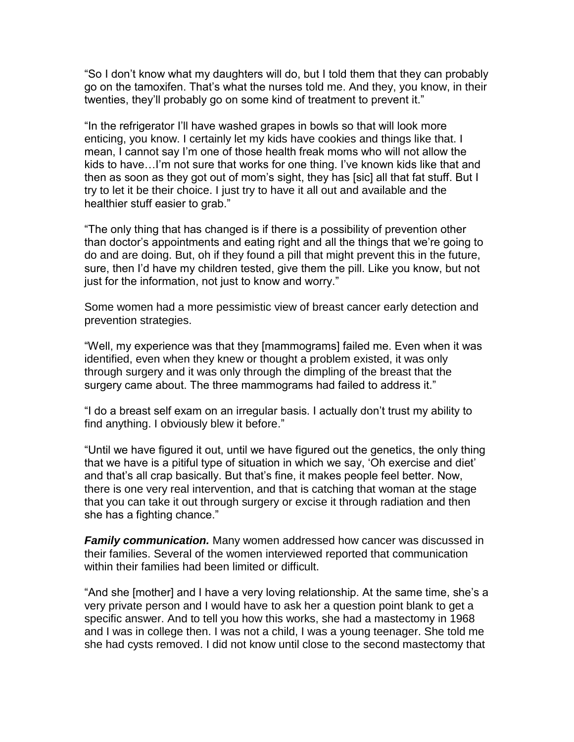“So I don’t know what my daughters will do, but I told them that they can probably go on the tamoxifen. That’s what the nurses told me. And they, you know, in their twenties, they’ll probably go on some kind of treatment to prevent it.”

“In the refrigerator I’ll have washed grapes in bowls so that will look more enticing, you know. I certainly let my kids have cookies and things like that. I mean, I cannot say I’m one of those health freak moms who will not allow the kids to have…I’m not sure that works for one thing. I’ve known kids like that and then as soon as they got out of mom’s sight, they has [sic] all that fat stuff. But I try to let it be their choice. I just try to have it all out and available and the healthier stuff easier to grab.”

“The only thing that has changed is if there is a possibility of prevention other than doctor’s appointments and eating right and all the things that we’re going to do and are doing. But, oh if they found a pill that might prevent this in the future, sure, then I’d have my children tested, give them the pill. Like you know, but not just for the information, not just to know and worry.”

Some women had a more pessimistic view of breast cancer early detection and prevention strategies.

“Well, my experience was that they [mammograms] failed me. Even when it was identified, even when they knew or thought a problem existed, it was only through surgery and it was only through the dimpling of the breast that the surgery came about. The three mammograms had failed to address it.”

“I do a breast self exam on an irregular basis. I actually don’t trust my ability to find anything. I obviously blew it before.”

“Until we have figured it out, until we have figured out the genetics, the only thing that we have is a pitiful type of situation in which we say, ‘Oh exercise and diet’ and that’s all crap basically. But that’s fine, it makes people feel better. Now, there is one very real intervention, and that is catching that woman at the stage that you can take it out through surgery or excise it through radiation and then she has a fighting chance.”

***Family communication.*** Many women addressed how cancer was discussed in their families. Several of the women interviewed reported that communication within their families had been limited or difficult.

“And she [mother] and I have a very loving relationship. At the same time, she’s a very private person and I would have to ask her a question point blank to get a specific answer. And to tell you how this works, she had a mastectomy in 1968 and I was in college then. I was not a child, I was a young teenager. She told me she had cysts removed. I did not know until close to the second mastectomy that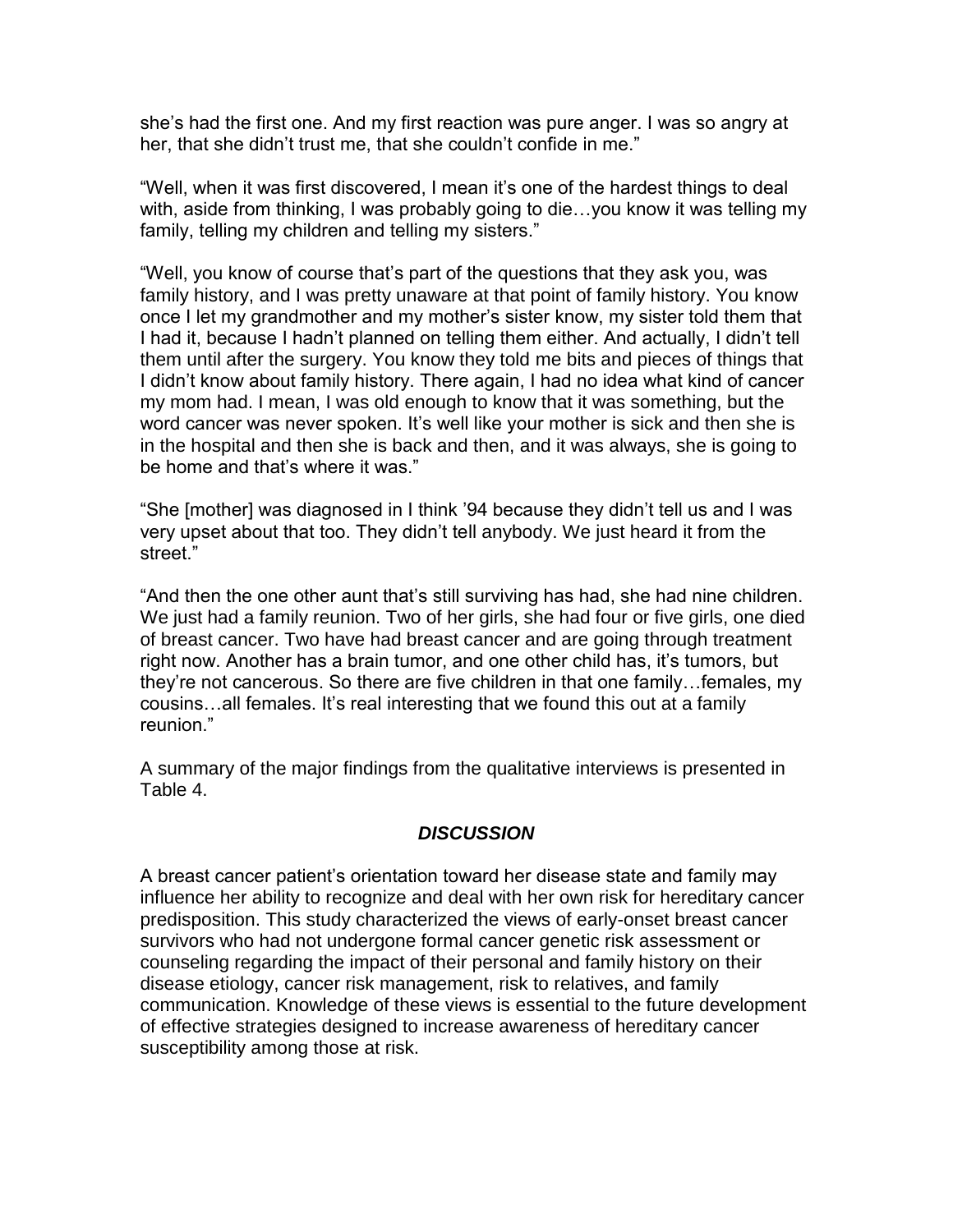she's had the first one. And my first reaction was pure anger. I was so angry at her, that she didn't trust me, that she couldn't confide in me."

"Well, when it was first discovered, I mean it's one of the hardest things to deal with, aside from thinking, I was probably going to die…you know it was telling my family, telling my children and telling my sisters."

"Well, you know of course that's part of the questions that they ask you, was family history, and I was pretty unaware at that point of family history. You know once I let my grandmother and my mother's sister know, my sister told them that I had it, because I hadn't planned on telling them either. And actually, I didn't tell them until after the surgery. You know they told me bits and pieces of things that I didn't know about family history. There again, I had no idea what kind of cancer my mom had. I mean, I was old enough to know that it was something, but the word cancer was never spoken. It's well like your mother is sick and then she is in the hospital and then she is back and then, and it was always, she is going to be home and that's where it was."

"She [mother] was diagnosed in I think '94 because they didn't tell us and I was very upset about that too. They didn't tell anybody. We just heard it from the street."

"And then the one other aunt that's still surviving has had, she had nine children. We just had a family reunion. Two of her girls, she had four or five girls, one died of breast cancer. Two have had breast cancer and are going through treatment right now. Another has a brain tumor, and one other child has, it's tumors, but they're not cancerous. So there are five children in that one family…females, my cousins…all females. It's real interesting that we found this out at a family reunion."

A summary of the major findings from the qualitative interviews is presented in Table 4.

## *DISCUSSION*

A breast cancer patient's orientation toward her disease state and family may influence her ability to recognize and deal with her own risk for hereditary cancer predisposition. This study characterized the views of early-onset breast cancer survivors who had not undergone formal cancer genetic risk assessment or counseling regarding the impact of their personal and family history on their disease etiology, cancer risk management, risk to relatives, and family communication. Knowledge of these views is essential to the future development of effective strategies designed to increase awareness of hereditary cancer susceptibility among those at risk.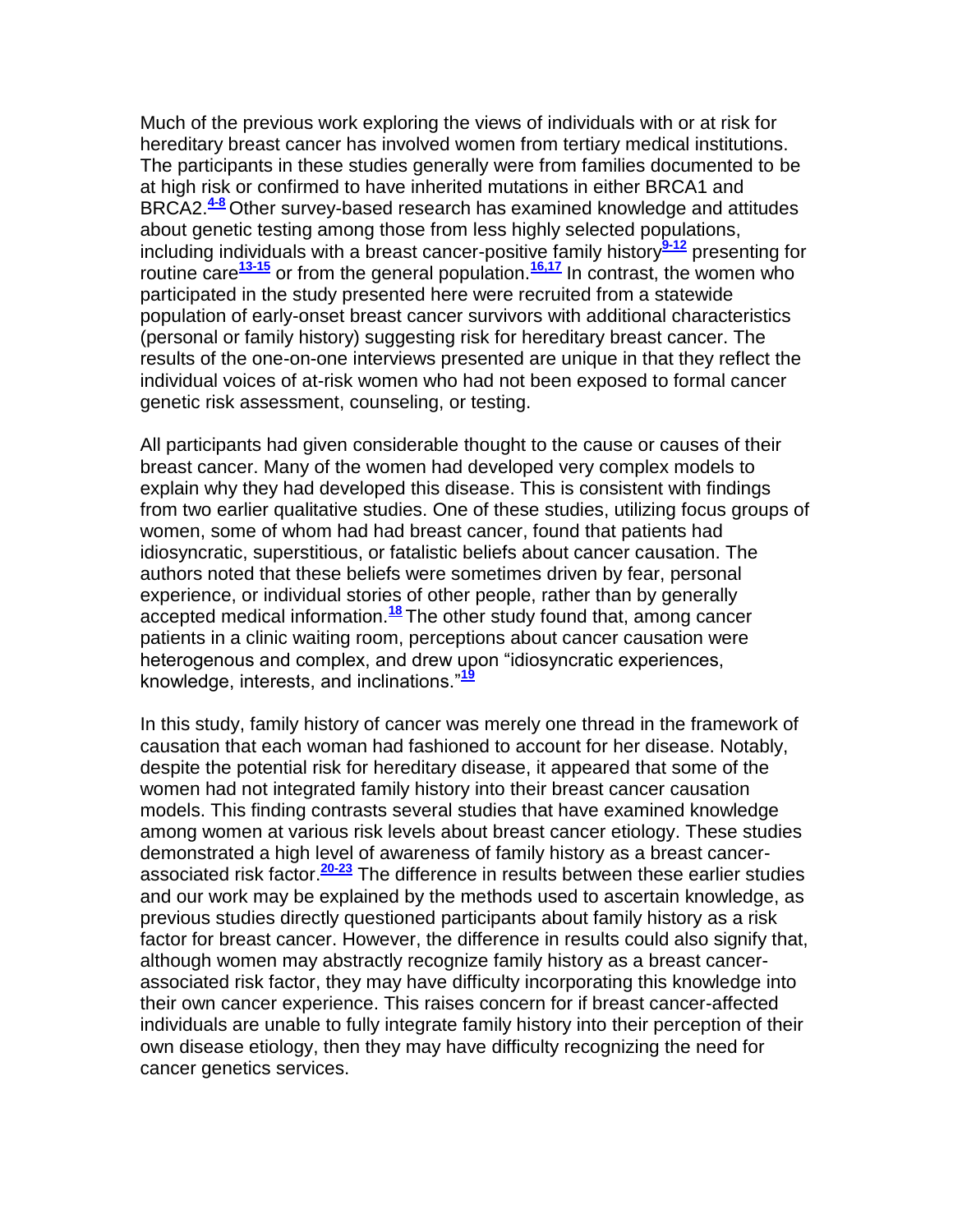Much of the previous work exploring the views of individuals with or at risk for hereditary breast cancer has involved women from tertiary medical institutions. The participants in these studies generally were from families documented to be at high risk or confirmed to have inherited mutations in either BRCA1 and BRCA2.[4-8] Other survey-based research has examined knowledge and attitudes about genetic testing among those from less highly selected populations, including individuals with a breast cancer-positive family history[9-12] presenting for routine care[13-15] or from the general population.[16,17] In contrast, the women who participated in the study presented here were recruited from a statewide population of early-onset breast cancer survivors with additional characteristics (personal or family history) suggesting risk for hereditary breast cancer. The results of the one-on-one interviews presented are unique in that they reflect the individual voices of at-risk women who had not been exposed to formal cancer genetic risk assessment, counseling, or testing.

All participants had given considerable thought to the cause or causes of their breast cancer. Many of the women had developed very complex models to explain why they had developed this disease. This is consistent with findings from two earlier qualitative studies. One of these studies, utilizing focus groups of women, some of whom had had breast cancer, found that patients had idiosyncratic, superstitious, or fatalistic beliefs about cancer causation. The authors noted that these beliefs were sometimes driven by fear, personal experience, or individual stories of other people, rather than by generally accepted medical information.[18] The other study found that, among cancer patients in a clinic waiting room, perceptions about cancer causation were heterogenous and complex, and drew upon "idiosyncratic experiences, knowledge, interests, and inclinations."[19]

In this study, family history of cancer was merely one thread in the framework of causation that each woman had fashioned to account for her disease. Notably, despite the potential risk for hereditary disease, it appeared that some of the women had not integrated family history into their breast cancer causation models. This finding contrasts several studies that have examined knowledge among women at various risk levels about breast cancer etiology. These studies demonstrated a high level of awareness of family history as a breast cancer-associated risk factor.[20-23] The difference in results between these earlier studies and our work may be explained by the methods used to ascertain knowledge, as previous studies directly questioned participants about family history as a risk factor for breast cancer. However, the difference in results could also signify that, although women may abstractly recognize family history as a breast cancer-associated risk factor, they may have difficulty incorporating this knowledge into their own cancer experience. This raises concern for if breast cancer-affected individuals are unable to fully integrate family history into their perception of their own disease etiology, then they may have difficulty recognizing the need for cancer genetics services.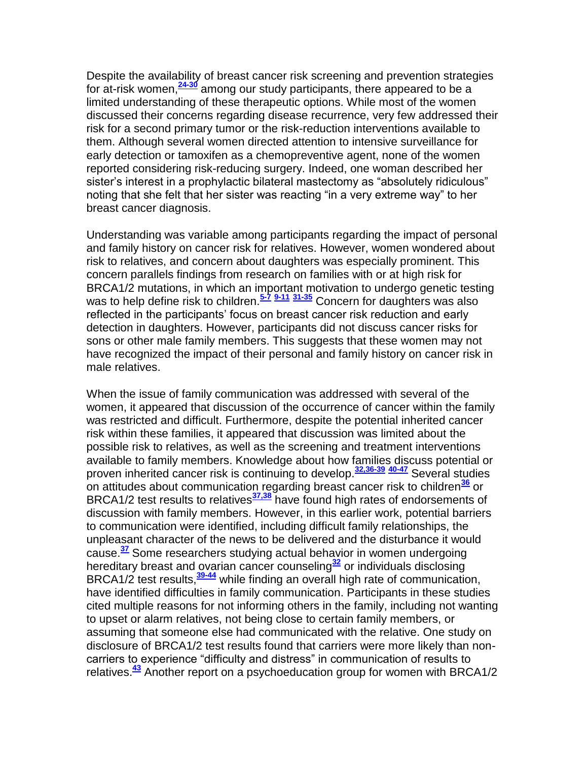Despite the availability of breast cancer risk screening and prevention strategies for at-risk women,[24-30] among our study participants, there appeared to be a limited understanding of these therapeutic options. While most of the women discussed their concerns regarding disease recurrence, very few addressed their risk for a second primary tumor or the risk-reduction interventions available to them. Although several women directed attention to intensive surveillance for early detection or tamoxifen as a chemopreventive agent, none of the women reported considering risk-reducing surgery. Indeed, one woman described her sister's interest in a prophylactic bilateral mastectomy as "absolutely ridiculous" noting that she felt that her sister was reacting "in a very extreme way" to her breast cancer diagnosis.

Understanding was variable among participants regarding the impact of personal and family history on cancer risk for relatives. However, women wondered about risk to relatives, and concern about daughters was especially prominent. This concern parallels findings from research on families with or at high risk for BRCA1/2 mutations, in which an important motivation to undergo genetic testing was to help define risk to children.[5-7] [9-11] [31-35] Concern for daughters was also reflected in the participants' focus on breast cancer risk reduction and early detection in daughters. However, participants did not discuss cancer risks for sons or other male family members. This suggests that these women may not have recognized the impact of their personal and family history on cancer risk in male relatives.

When the issue of family communication was addressed with several of the women, it appeared that discussion of the occurrence of cancer within the family was restricted and difficult. Furthermore, despite the potential inherited cancer risk within these families, it appeared that discussion was limited about the possible risk to relatives, as well as the screening and treatment interventions available to family members. Knowledge about how families discuss potential or proven inherited cancer risk is continuing to develop.[32,36-39] [40-47] Several studies on attitudes about communication regarding breast cancer risk to children[36] or BRCA1/2 test results to relatives[37,38] have found high rates of endorsements of discussion with family members. However, in this earlier work, potential barriers to communication were identified, including difficult family relationships, the unpleasant character of the news to be delivered and the disturbance it would cause.[37] Some researchers studying actual behavior in women undergoing hereditary breast and ovarian cancer counseling[32] or individuals disclosing BRCA1/2 test results,[39-44] while finding an overall high rate of communication, have identified difficulties in family communication. Participants in these studies cited multiple reasons for not informing others in the family, including not wanting to upset or alarm relatives, not being close to certain family members, or assuming that someone else had communicated with the relative. One study on disclosure of BRCA1/2 test results found that carriers were more likely than non-carriers to experience "difficulty and distress" in communication of results to relatives.[43] Another report on a psychoeducation group for women with BRCA1/2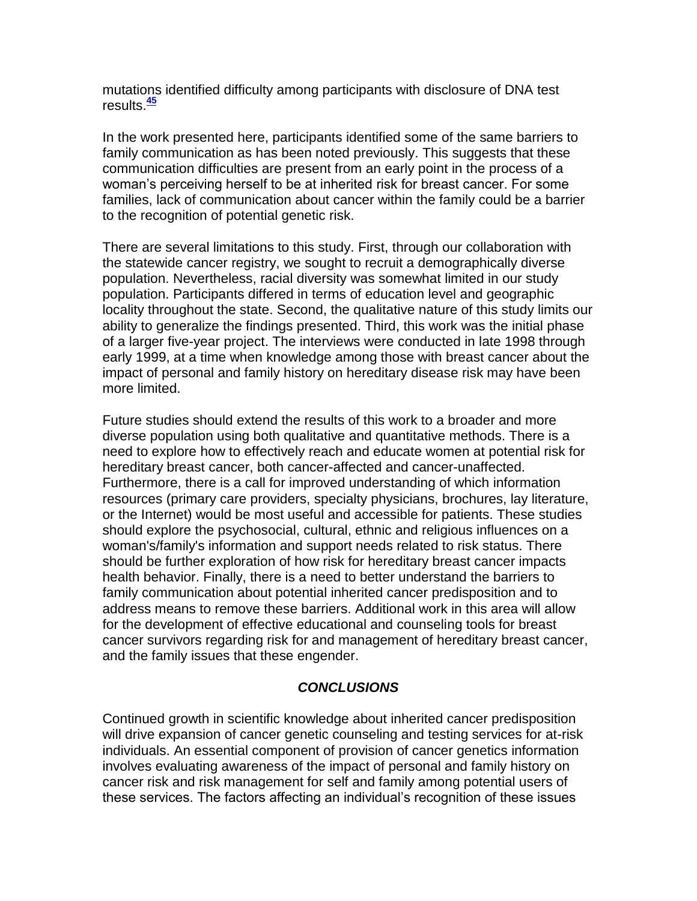mutations identified difficulty among participants with disclosure of DNA test results.[45]

In the work presented here, participants identified some of the same barriers to family communication as has been noted previously. This suggests that these communication difficulties are present from an early point in the process of a woman's perceiving herself to be at inherited risk for breast cancer. For some families, lack of communication about cancer within the family could be a barrier to the recognition of potential genetic risk.

There are several limitations to this study. First, through our collaboration with the statewide cancer registry, we sought to recruit a demographically diverse population. Nevertheless, racial diversity was somewhat limited in our study population. Participants differed in terms of education level and geographic locality throughout the state. Second, the qualitative nature of this study limits our ability to generalize the findings presented. Third, this work was the initial phase of a larger five-year project. The interviews were conducted in late 1998 through early 1999, at a time when knowledge among those with breast cancer about the impact of personal and family history on hereditary disease risk may have been more limited.

Future studies should extend the results of this work to a broader and more diverse population using both qualitative and quantitative methods. There is a need to explore how to effectively reach and educate women at potential risk for hereditary breast cancer, both cancer-affected and cancer-unaffected. Furthermore, there is a call for improved understanding of which information resources (primary care providers, specialty physicians, brochures, lay literature, or the Internet) would be most useful and accessible for patients. These studies should explore the psychosocial, cultural, ethnic and religious influences on a woman's/family's information and support needs related to risk status. There should be further exploration of how risk for hereditary breast cancer impacts health behavior. Finally, there is a need to better understand the barriers to family communication about potential inherited cancer predisposition and to address means to remove these barriers. Additional work in this area will allow for the development of effective educational and counseling tools for breast cancer survivors regarding risk for and management of hereditary breast cancer, and the family issues that these engender.

## *CONCLUSIONS*

Continued growth in scientific knowledge about inherited cancer predisposition will drive expansion of cancer genetic counseling and testing services for at-risk individuals. An essential component of provision of cancer genetics information involves evaluating awareness of the impact of personal and family history on cancer risk and risk management for self and family among potential users of these services. The factors affecting an individual's recognition of these issues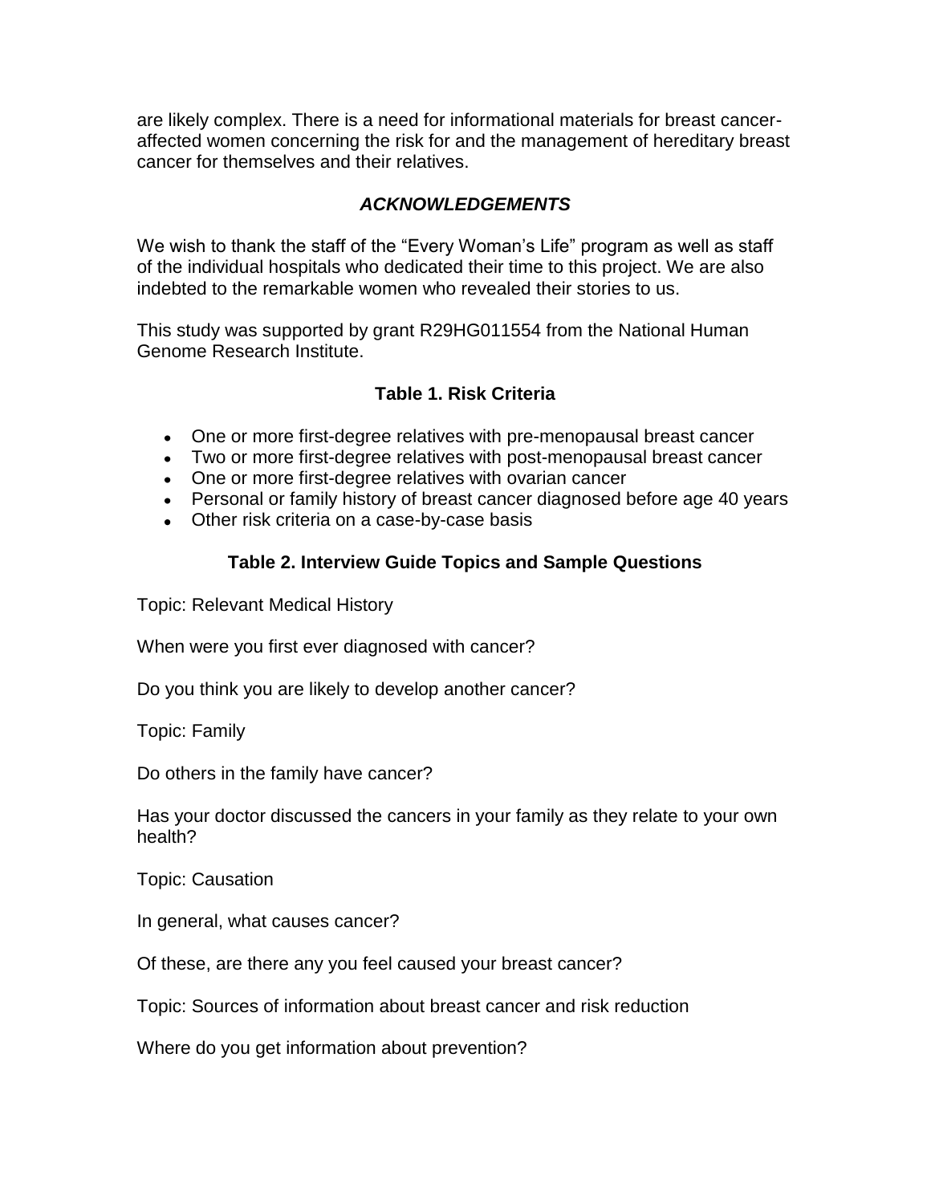are likely complex. There is a need for informational materials for breast cancer-affected women concerning the risk for and the management of hereditary breast cancer for themselves and their relatives.

## *ACKNOWLEDGEMENTS*

We wish to thank the staff of the "Every Woman's Life" program as well as staff of the individual hospitals who dedicated their time to this project. We are also indebted to the remarkable women who revealed their stories to us.

This study was supported by grant R29HG011554 from the National Human Genome Research Institute.

### Table 1. Risk Criteria

- One or more first-degree relatives with pre-menopausal breast cancer
- Two or more first-degree relatives with post-menopausal breast cancer
- One or more first-degree relatives with ovarian cancer
- Personal or family history of breast cancer diagnosed before age 40 years
- Other risk criteria on a case-by-case basis

### Table 2. Interview Guide Topics and Sample Questions

Topic: Relevant Medical History

When were you first ever diagnosed with cancer?

Do you think you are likely to develop another cancer?

Topic: Family

Do others in the family have cancer?

Has your doctor discussed the cancers in your family as they relate to your own health?

Topic: Causation

In general, what causes cancer?

Of these, are there any you feel caused your breast cancer?

Topic: Sources of information about breast cancer and risk reduction

Where do you get information about prevention?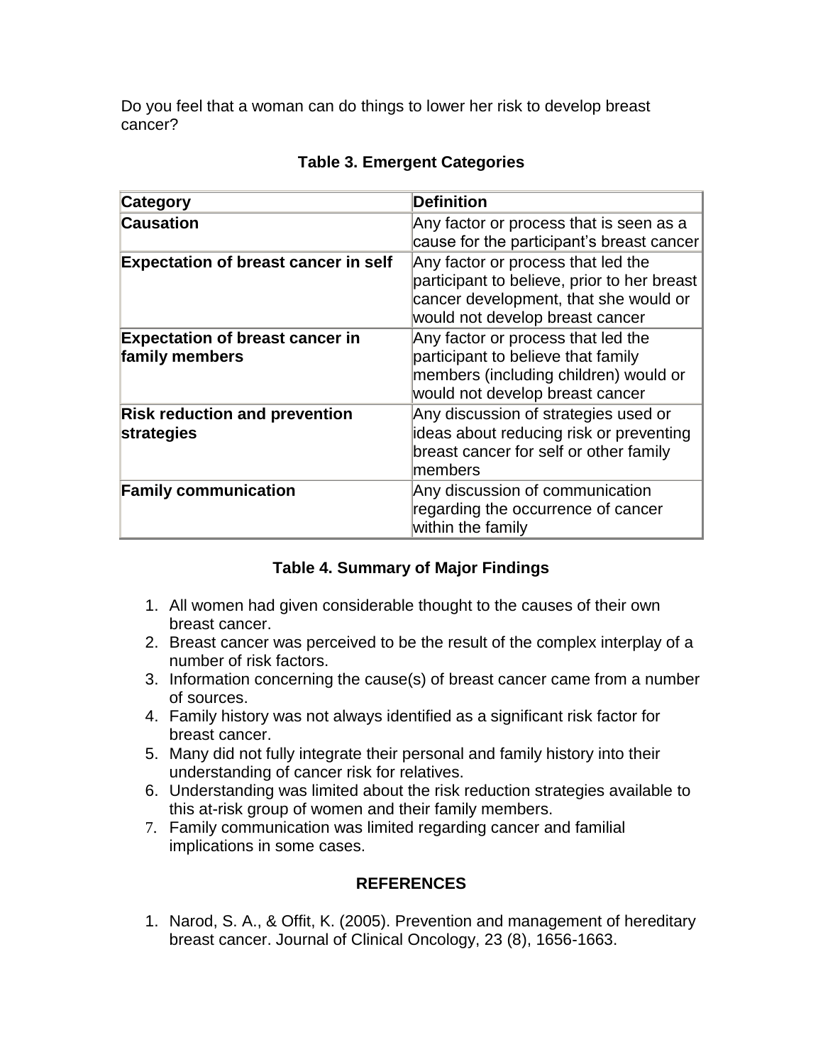Do you feel that a woman can do things to lower her risk to develop breast cancer?

**Table 3. Emergent Categories**

| Category | Definition |
|---|---|
| **Causation** | Any factor or process that is seen as a cause for the participant's breast cancer |
| **Expectation of breast cancer in self** | Any factor or process that led the participant to believe, prior to her breast cancer development, that she would or would not develop breast cancer |
| **Expectation of breast cancer in family members** | Any factor or process that led the participant to believe that family members (including children) would or would not develop breast cancer |
| **Risk reduction and prevention strategies** | Any discussion of strategies used or ideas about reducing risk or preventing breast cancer for self or other family members |
| **Family communication** | Any discussion of communication regarding the occurrence of cancer within the family |

**Table 4. Summary of Major Findings**

1. All women had given considerable thought to the causes of their own breast cancer.
2. Breast cancer was perceived to be the result of the complex interplay of a number of risk factors.
3. Information concerning the cause(s) of breast cancer came from a number of sources.
4. Family history was not always identified as a significant risk factor for breast cancer.
5. Many did not fully integrate their personal and family history into their understanding of cancer risk for relatives.
6. Understanding was limited about the risk reduction strategies available to this at-risk group of women and their family members.
7. Family communication was limited regarding cancer and familial implications in some cases.

## REFERENCES

1. Narod, S. A., & Offit, K. (2005). Prevention and management of hereditary breast cancer. Journal of Clinical Oncology, 23 (8), 1656-1663.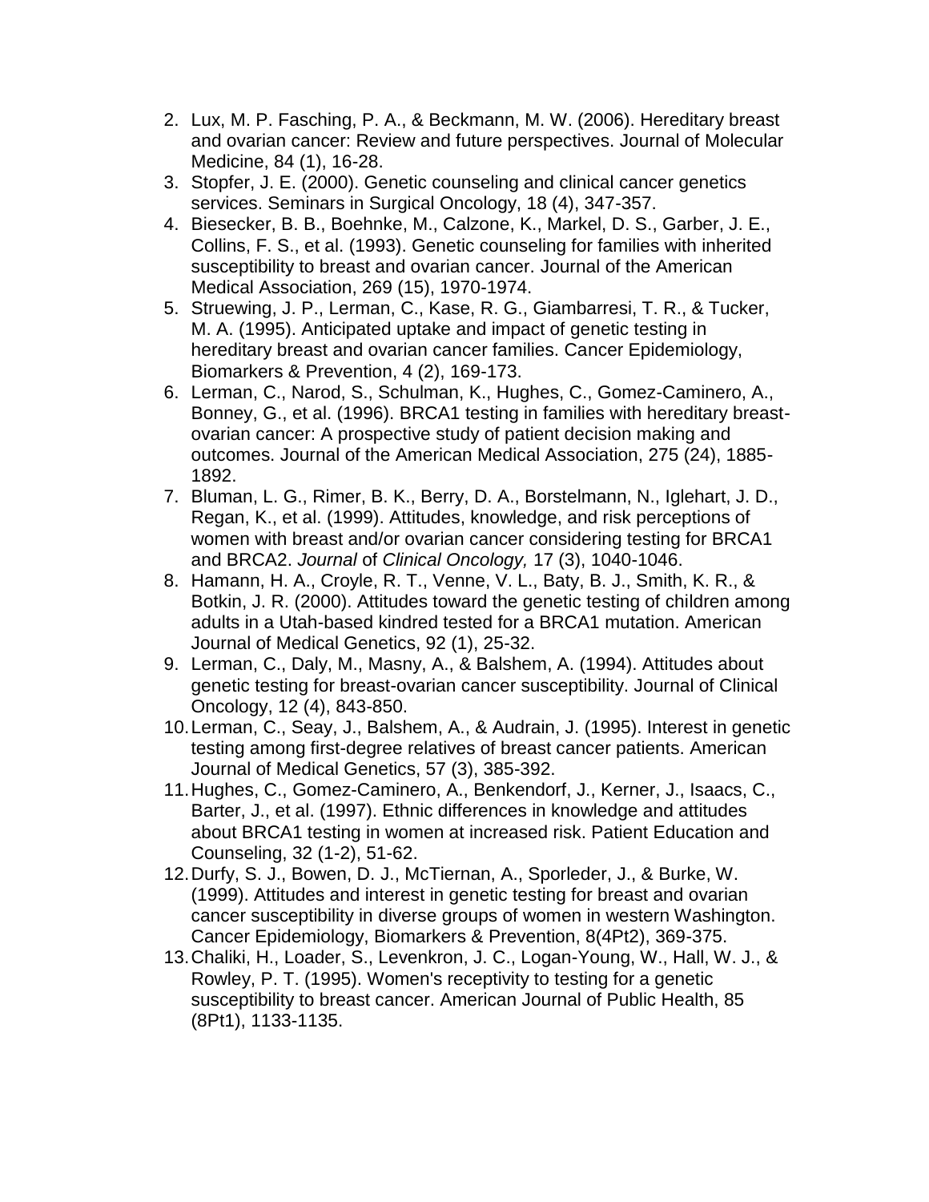2. Lux, M. P. Fasching, P. A., & Beckmann, M. W. (2006). Hereditary breast and ovarian cancer: Review and future perspectives. Journal of Molecular Medicine, 84 (1), 16-28.
3. Stopfer, J. E. (2000). Genetic counseling and clinical cancer genetics services. Seminars in Surgical Oncology, 18 (4), 347-357.
4. Biesecker, B. B., Boehnke, M., Calzone, K., Markel, D. S., Garber, J. E., Collins, F. S., et al. (1993). Genetic counseling for families with inherited susceptibility to breast and ovarian cancer. Journal of the American Medical Association, 269 (15), 1970-1974.
5. Struewing, J. P., Lerman, C., Kase, R. G., Giambarresi, T. R., & Tucker, M. A. (1995). Anticipated uptake and impact of genetic testing in hereditary breast and ovarian cancer families. Cancer Epidemiology, Biomarkers & Prevention, 4 (2), 169-173.
6. Lerman, C., Narod, S., Schulman, K., Hughes, C., Gomez-Caminero, A., Bonney, G., et al. (1996). BRCA1 testing in families with hereditary breast-ovarian cancer: A prospective study of patient decision making and outcomes. Journal of the American Medical Association, 275 (24), 1885-1892.
7. Bluman, L. G., Rimer, B. K., Berry, D. A., Borstelmann, N., Iglehart, J. D., Regan, K., et al. (1999). Attitudes, knowledge, and risk perceptions of women with breast and/or ovarian cancer considering testing for BRCA1 and BRCA2. *Journal* of *Clinical Oncology,* 17 (3), 1040-1046.
8. Hamann, H. A., Croyle, R. T., Venne, V. L., Baty, B. J., Smith, K. R., & Botkin, J. R. (2000). Attitudes toward the genetic testing of children among adults in a Utah-based kindred tested for a BRCA1 mutation. American Journal of Medical Genetics, 92 (1), 25-32.
9. Lerman, C., Daly, M., Masny, A., & Balshem, A. (1994). Attitudes about genetic testing for breast-ovarian cancer susceptibility. Journal of Clinical Oncology, 12 (4), 843-850.
10. Lerman, C., Seay, J., Balshem, A., & Audrain, J. (1995). Interest in genetic testing among first-degree relatives of breast cancer patients. American Journal of Medical Genetics, 57 (3), 385-392.
11. Hughes, C., Gomez-Caminero, A., Benkendorf, J., Kerner, J., Isaacs, C., Barter, J., et al. (1997). Ethnic differences in knowledge and attitudes about BRCA1 testing in women at increased risk. Patient Education and Counseling, 32 (1-2), 51-62.
12. Durfy, S. J., Bowen, D. J., McTiernan, A., Sporleder, J., & Burke, W. (1999). Attitudes and interest in genetic testing for breast and ovarian cancer susceptibility in diverse groups of women in western Washington. Cancer Epidemiology, Biomarkers & Prevention, 8(4Pt2), 369-375.
13. Chaliki, H., Loader, S., Levenkron, J. C., Logan-Young, W., Hall, W. J., & Rowley, P. T. (1995). Women's receptivity to testing for a genetic susceptibility to breast cancer. American Journal of Public Health, 85 (8Pt1), 1133-1135.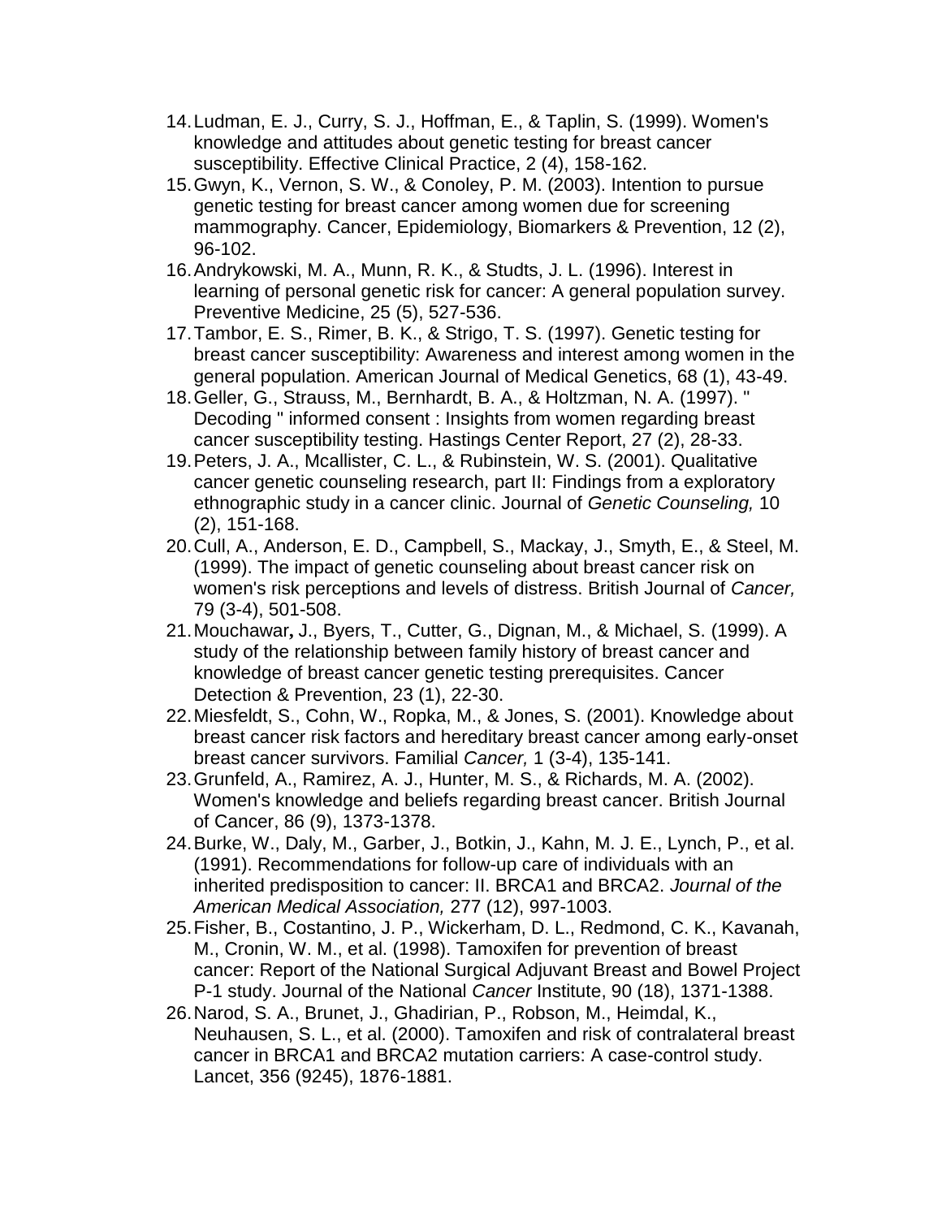14. Ludman, E. J., Curry, S. J., Hoffman, E., & Taplin, S. (1999). Women's knowledge and attitudes about genetic testing for breast cancer susceptibility. Effective Clinical Practice, 2 (4), 158-162.
15. Gwyn, K., Vernon, S. W., & Conoley, P. M. (2003). Intention to pursue genetic testing for breast cancer among women due for screening mammography. Cancer, Epidemiology, Biomarkers & Prevention, 12 (2), 96-102.
16. Andrykowski, M. A., Munn, R. K., & Studts, J. L. (1996). Interest in learning of personal genetic risk for cancer: A general population survey. Preventive Medicine, 25 (5), 527-536.
17. Tambor, E. S., Rimer, B. K., & Strigo, T. S. (1997). Genetic testing for breast cancer susceptibility: Awareness and interest among women in the general population. American Journal of Medical Genetics, 68 (1), 43-49.
18. Geller, G., Strauss, M., Bernhardt, B. A., & Holtzman, N. A. (1997). " Decoding " informed consent : Insights from women regarding breast cancer susceptibility testing. Hastings Center Report, 27 (2), 28-33.
19. Peters, J. A., Mcallister, C. L., & Rubinstein, W. S. (2001). Qualitative cancer genetic counseling research, part II: Findings from a exploratory ethnographic study in a cancer clinic. Journal of *Genetic Counseling,* 10 (2), 151-168.
20. Cull, A., Anderson, E. D., Campbell, S., Mackay, J., Smyth, E., & Steel, M. (1999). The impact of genetic counseling about breast cancer risk on women's risk perceptions and levels of distress. British Journal of *Cancer,* 79 (3-4), 501-508.
21. Mouchawar**,** J., Byers, T., Cutter, G., Dignan, M., & Michael, S. (1999). A study of the relationship between family history of breast cancer and knowledge of breast cancer genetic testing prerequisites. Cancer Detection & Prevention, 23 (1), 22-30.
22. Miesfeldt, S., Cohn, W., Ropka, M., & Jones, S. (2001). Knowledge about breast cancer risk factors and hereditary breast cancer among early-onset breast cancer survivors. Familial *Cancer,* 1 (3-4), 135-141.
23. Grunfeld, A., Ramirez, A. J., Hunter, M. S., & Richards, M. A. (2002). Women's knowledge and beliefs regarding breast cancer. British Journal of Cancer, 86 (9), 1373-1378.
24. Burke, W., Daly, M., Garber, J., Botkin, J., Kahn, M. J. E., Lynch, P., et al. (1991). Recommendations for follow-up care of individuals with an inherited predisposition to cancer: II. BRCA1 and BRCA2. *Journal of the American Medical Association,* 277 (12), 997-1003.
25. Fisher, B., Costantino, J. P., Wickerham, D. L., Redmond, C. K., Kavanah, M., Cronin, W. M., et al. (1998). Tamoxifen for prevention of breast cancer: Report of the National Surgical Adjuvant Breast and Bowel Project P-1 study. Journal of the National *Cancer* Institute, 90 (18), 1371-1388.
26. Narod, S. A., Brunet, J., Ghadirian, P., Robson, M., Heimdal, K., Neuhausen, S. L., et al. (2000). Tamoxifen and risk of contralateral breast cancer in BRCA1 and BRCA2 mutation carriers: A case-control study. Lancet, 356 (9245), 1876-1881.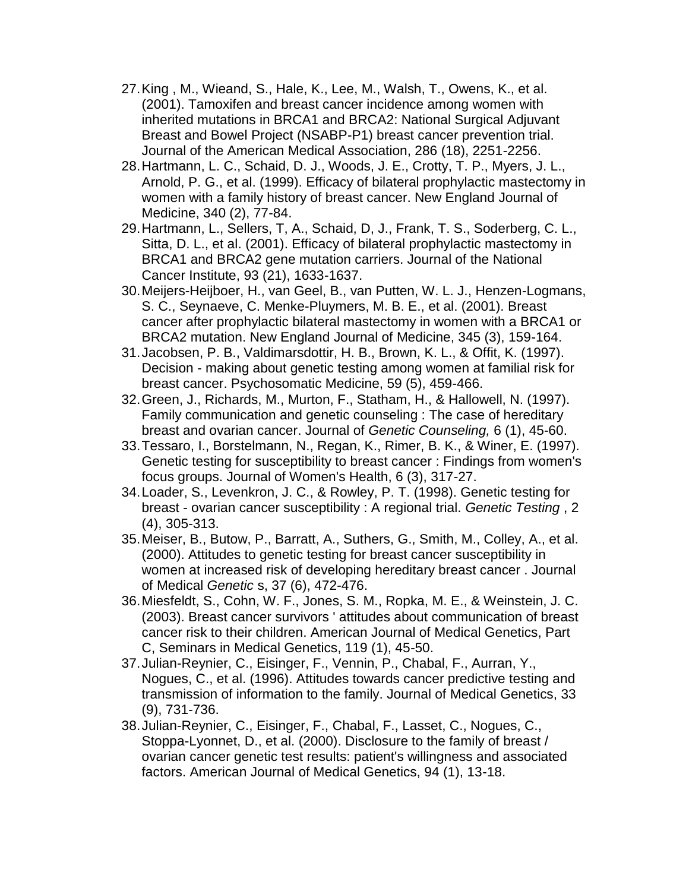27. King , M., Wieand, S., Hale, K., Lee, M., Walsh, T., Owens, K., et al. (2001). Tamoxifen and breast cancer incidence among women with inherited mutations in BRCA1 and BRCA2: National Surgical Adjuvant Breast and Bowel Project (NSABP-P1) breast cancer prevention trial. Journal of the American Medical Association, 286 (18), 2251-2256.
28. Hartmann, L. C., Schaid, D. J., Woods, J. E., Crotty, T. P., Myers, J. L., Arnold, P. G., et al. (1999). Efficacy of bilateral prophylactic mastectomy in women with a family history of breast cancer. New England Journal of Medicine, 340 (2), 77-84.
29. Hartmann, L., Sellers, T, A., Schaid, D, J., Frank, T. S., Soderberg, C. L., Sitta, D. L., et al. (2001). Efficacy of bilateral prophylactic mastectomy in BRCA1 and BRCA2 gene mutation carriers. Journal of the National Cancer Institute, 93 (21), 1633-1637.
30. Meijers-Heijboer, H., van Geel, B., van Putten, W. L. J., Henzen-Logmans, S. C., Seynaeve, C. Menke-Pluymers, M. B. E., et al. (2001). Breast cancer after prophylactic bilateral mastectomy in women with a BRCA1 or BRCA2 mutation. New England Journal of Medicine, 345 (3), 159-164.
31. Jacobsen, P. B., Valdimarsdottir, H. B., Brown, K. L., & Offit, K. (1997). Decision - making about genetic testing among women at familial risk for breast cancer. Psychosomatic Medicine, 59 (5), 459-466.
32. Green, J., Richards, M., Murton, F., Statham, H., & Hallowell, N. (1997). Family communication and genetic counseling : The case of hereditary breast and ovarian cancer. Journal of *Genetic Counseling,* 6 (1), 45-60.
33. Tessaro, I., Borstelmann, N., Regan, K., Rimer, B. K., & Winer, E. (1997). Genetic testing for susceptibility to breast cancer : Findings from women's focus groups. Journal of Women's Health, 6 (3), 317-27.
34. Loader, S., Levenkron, J. C., & Rowley, P. T. (1998). Genetic testing for breast - ovarian cancer susceptibility : A regional trial. *Genetic Testing* , 2 (4), 305-313.
35. Meiser, B., Butow, P., Barratt, A., Suthers, G., Smith, M., Colley, A., et al. (2000). Attitudes to genetic testing for breast cancer susceptibility in women at increased risk of developing hereditary breast cancer . Journal of Medical *Genetic* s, 37 (6), 472-476.
36. Miesfeldt, S., Cohn, W. F., Jones, S. M., Ropka, M. E., & Weinstein, J. C. (2003). Breast cancer survivors ' attitudes about communication of breast cancer risk to their children. American Journal of Medical Genetics, Part C, Seminars in Medical Genetics, 119 (1), 45-50.
37. Julian-Reynier, C., Eisinger, F., Vennin, P., Chabal, F., Aurran, Y., Nogues, C., et al. (1996). Attitudes towards cancer predictive testing and transmission of information to the family. Journal of Medical Genetics, 33 (9), 731-736.
38. Julian-Reynier, C., Eisinger, F., Chabal, F., Lasset, C., Nogues, C., Stoppa-Lyonnet, D., et al. (2000). Disclosure to the family of breast / ovarian cancer genetic test results: patient's willingness and associated factors. American Journal of Medical Genetics, 94 (1), 13-18.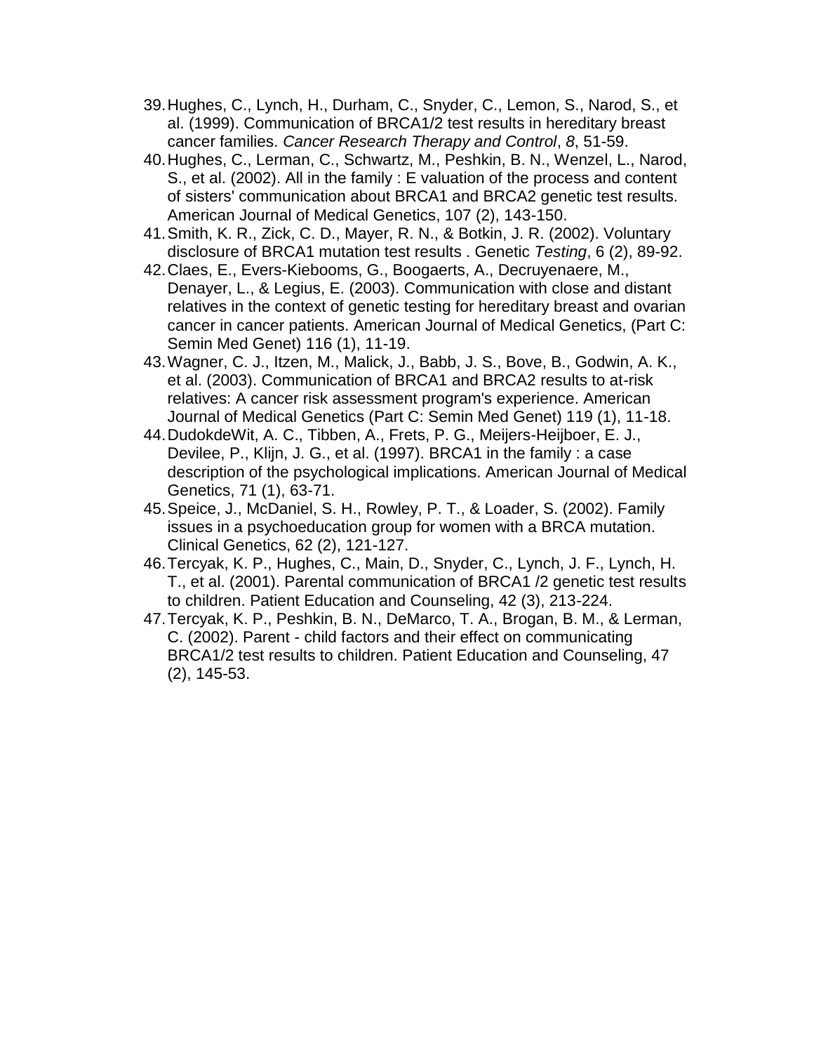39. Hughes, C., Lynch, H., Durham, C., Snyder, C., Lemon, S., Narod, S., et al. (1999). Communication of BRCA1/2 test results in hereditary breast cancer families. *Cancer Research Therapy and Control*, *8*, 51-59.
40. Hughes, C., Lerman, C., Schwartz, M., Peshkin, B. N., Wenzel, L., Narod, S., et al. (2002). All in the family : E valuation of the process and content of sisters' communication about BRCA1 and BRCA2 genetic test results. American Journal of Medical Genetics, 107 (2), 143-150.
41. Smith, K. R., Zick, C. D., Mayer, R. N., & Botkin, J. R. (2002). Voluntary disclosure of BRCA1 mutation test results . Genetic *Testing*, 6 (2), 89-92.
42. Claes, E., Evers-Kiebooms, G., Boogaerts, A., Decruyenaere, M., Denayer, L., & Legius, E. (2003). Communication with close and distant relatives in the context of genetic testing for hereditary breast and ovarian cancer in cancer patients. American Journal of Medical Genetics, (Part C: Semin Med Genet) 116 (1), 11-19.
43. Wagner, C. J., Itzen, M., Malick, J., Babb, J. S., Bove, B., Godwin, A. K., et al. (2003). Communication of BRCA1 and BRCA2 results to at-risk relatives: A cancer risk assessment program's experience. American Journal of Medical Genetics (Part C: Semin Med Genet) 119 (1), 11-18.
44. DudokdeWit, A. C., Tibben, A., Frets, P. G., Meijers-Heijboer, E. J., Devilee, P., Klijn, J. G., et al. (1997). BRCA1 in the family : a case description of the psychological implications. American Journal of Medical Genetics, 71 (1), 63-71.
45. Speice, J., McDaniel, S. H., Rowley, P. T., & Loader, S. (2002). Family issues in a psychoeducation group for women with a BRCA mutation. Clinical Genetics, 62 (2), 121-127.
46. Tercyak, K. P., Hughes, C., Main, D., Snyder, C., Lynch, J. F., Lynch, H. T., et al. (2001). Parental communication of BRCA1 /2 genetic test results to children. Patient Education and Counseling, 42 (3), 213-224.
47. Tercyak, K. P., Peshkin, B. N., DeMarco, T. A., Brogan, B. M., & Lerman, C. (2002). Parent - child factors and their effect on communicating BRCA1/2 test results to children. Patient Education and Counseling, 47 (2), 145-53.